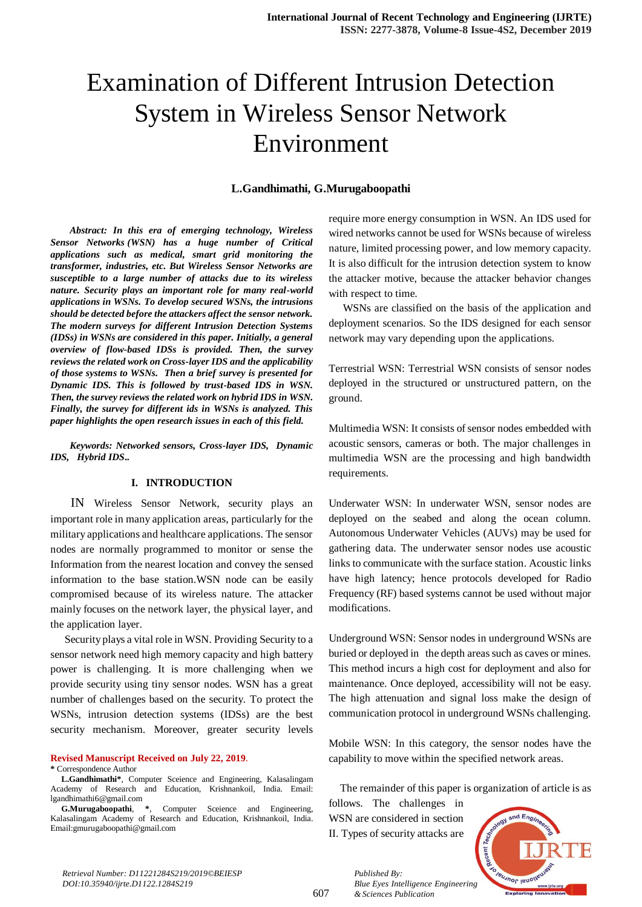# Examination of Different Intrusion Detection System in Wireless Sensor Network Environment

**L.Gandhimathi, G.Murugaboopathi**

***Abstract:*** ***In this era of emerging technology, Wireless Sensor Networks (WSN) has a huge number of Critical applications such as medical, smart grid monitoring the transformer, industries, etc. But Wireless Sensor Networks are susceptible to a large number of attacks due to its wireless nature. Security plays an important role for many real-world applications in WSNs. To develop secured WSNs, the intrusions should be detected before the attackers affect the sensor network. The modern surveys for different Intrusion Detection Systems (IDSs) in WSNs are considered in this paper. Initially, a general overview of flow-based IDSs is provided. Then, the survey reviews the related work on Cross-layer IDS and the applicability of those systems to WSNs. Then a brief survey is presented for Dynamic IDS. This is followed by trust-based IDS in WSN. Then, the survey reviews the related work on hybrid IDS in WSN. Finally, the survey for different ids in WSNs is analyzed. This paper highlights the open research issues in each of this field.***

***Keywords:*** ***Networked sensors, Cross-layer IDS, Dynamic IDS, Hybrid IDS..***

## I. INTRODUCTION

IN Wireless Sensor Network, security plays an important role in many application areas, particularly for the military applications and healthcare applications. The sensor nodes are normally programmed to monitor or sense the Information from the nearest location and convey the sensed information to the base station.WSN node can be easily compromised because of its wireless nature. The attacker mainly focuses on the network layer, the physical layer, and the application layer.

Security plays a vital role in WSN. Providing Security to a sensor network need high memory capacity and high battery power is challenging. It is more challenging when we provide security using tiny sensor nodes. WSN has a great number of challenges based on the security. To protect the WSNs, intrusion detection systems (IDSs) are the best security mechanism. Moreover, greater security levels require more energy consumption in WSN. An IDS used for wired networks cannot be used for WSNs because of wireless nature, limited processing power, and low memory capacity. It is also difficult for the intrusion detection system to know the attacker motive, because the attacker behavior changes with respect to time.

WSNs are classified on the basis of the application and deployment scenarios. So the IDS designed for each sensor network may vary depending upon the applications.

Terrestrial WSN: Terrestrial WSN consists of sensor nodes deployed in the structured or unstructured pattern, on the ground.

Multimedia WSN: It consists of sensor nodes embedded with acoustic sensors, cameras or both. The major challenges in multimedia WSN are the processing and high bandwidth requirements.

Underwater WSN: In underwater WSN, sensor nodes are deployed on the seabed and along the ocean column. Autonomous Underwater Vehicles (AUVs) may be used for gathering data. The underwater sensor nodes use acoustic links to communicate with the surface station. Acoustic links have high latency; hence protocols developed for Radio Frequency (RF) based systems cannot be used without major modifications.

Underground WSN: Sensor nodes in underground WSNs are buried or deployed in the depth areas such as caves or mines. This method incurs a high cost for deployment and also for maintenance. Once deployed, accessibility will not be easy. The high attenuation and signal loss make the design of communication protocol in underground WSNs challenging.

Mobile WSN: In this category, the sensor nodes have the capability to move within the specified network areas.

The remainder of this paper is organization of article is as follows. The challenges in WSN are considered in section II. Types of security attacks are

**Revised Manuscript Received on July 22, 2019.**

**\*** Correspondence Author

**L.Gandhimathi\***, Computer Scieence and Engineering, Kalasalingam Academy of Research and Education, Krishnankoil, India. Email: lgandhimathi6@gmail.com

**G.Murugaboopathi**, **\***, Computer Scieence and Engineering, Kalasalingam Academy of Research and Education, Krishnankoil, India. Email:gmurugaboopathi@gmail.com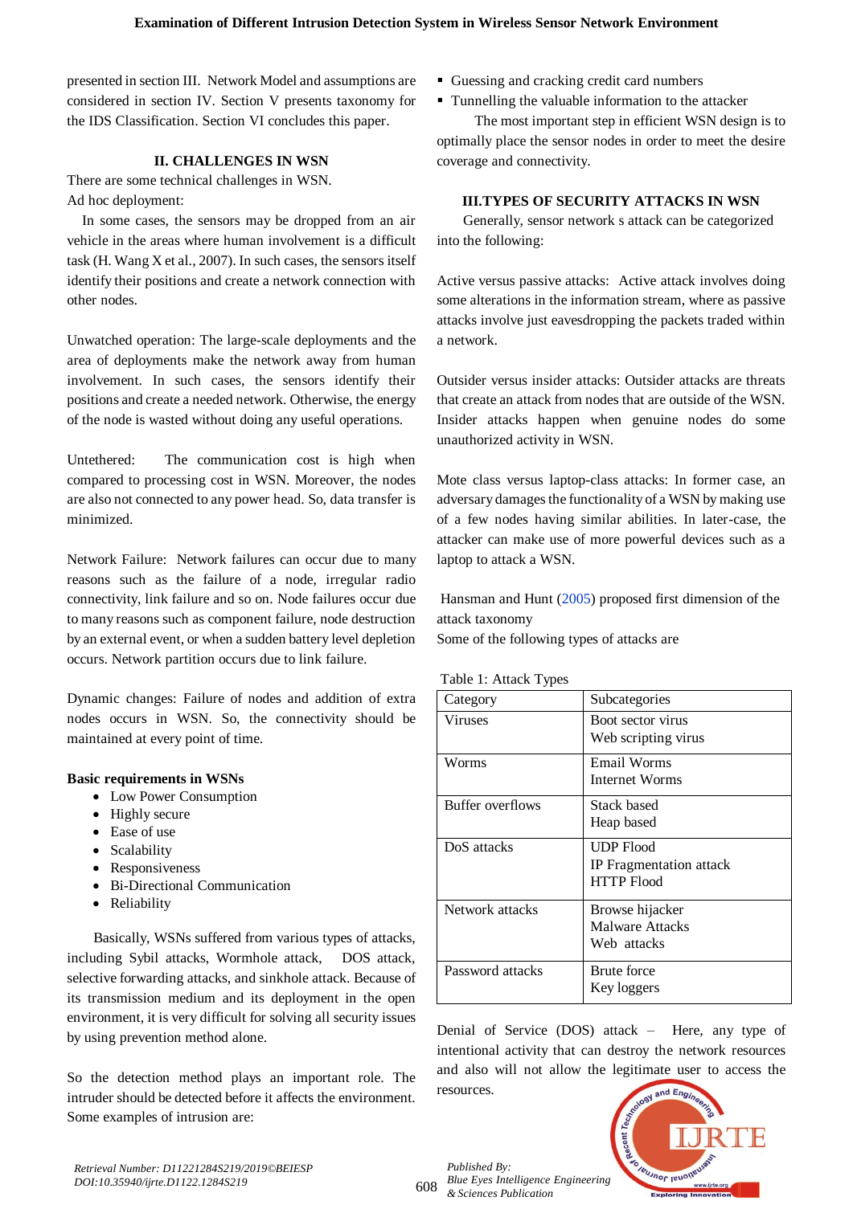presented in section III. Network Model and assumptions are considered in section IV. Section V presents taxonomy for the IDS Classification. Section VI concludes this paper.

## II. CHALLENGES IN WSN

There are some technical challenges in WSN.

Ad hoc deployment:

In some cases, the sensors may be dropped from an air vehicle in the areas where human involvement is a difficult task (H. Wang X et al., 2007). In such cases, the sensors itself identify their positions and create a network connection with other nodes.

Unwatched operation: The large-scale deployments and the area of deployments make the network away from human involvement. In such cases, the sensors identify their positions and create a needed network. Otherwise, the energy of the node is wasted without doing any useful operations.

Untethered: The communication cost is high when compared to processing cost in WSN. Moreover, the nodes are also not connected to any power head. So, data transfer is minimized.

Network Failure: Network failures can occur due to many reasons such as the failure of a node, irregular radio connectivity, link failure and so on. Node failures occur due to many reasons such as component failure, node destruction by an external event, or when a sudden battery level depletion occurs. Network partition occurs due to link failure.

Dynamic changes: Failure of nodes and addition of extra nodes occurs in WSN. So, the connectivity should be maintained at every point of time.

**Basic requirements in WSNs**

- Low Power Consumption
- Highly secure
- Ease of use
- Scalability
- Responsiveness
- Bi-Directional Communication
- Reliability

Basically, WSNs suffered from various types of attacks, including Sybil attacks, Wormhole attack, DOS attack, selective forwarding attacks, and sinkhole attack. Because of its transmission medium and its deployment in the open environment, it is very difficult for solving all security issues by using prevention method alone.

So the detection method plays an important role. The intruder should be detected before it affects the environment. Some examples of intrusion are:

- Guessing and cracking credit card numbers
- Tunnelling the valuable information to the attacker

The most important step in efficient WSN design is to optimally place the sensor nodes in order to meet the desire coverage and connectivity.

## III.TYPES OF SECURITY ATTACKS IN WSN

Generally, sensor network s attack can be categorized into the following:

Active versus passive attacks: Active attack involves doing some alterations in the information stream, where as passive attacks involve just eavesdropping the packets traded within a network.

Outsider versus insider attacks: Outsider attacks are threats that create an attack from nodes that are outside of the WSN. Insider attacks happen when genuine nodes do some unauthorized activity in WSN.

Mote class versus laptop-class attacks: In former case, an adversary damages the functionality of a WSN by making use of a few nodes having similar abilities. In later-case, the attacker can make use of more powerful devices such as a laptop to attack a WSN.

Hansman and Hunt (2005) proposed first dimension of the attack taxonomy

Some of the following types of attacks are

Table 1: Attack Types

| Category | Subcategories |
|---|---|
| Viruses | Boot sector virus<br>Web scripting virus |
| Worms | Email Worms<br>Internet Worms |
| Buffer overflows | Stack based<br>Heap based |
| DoS attacks | UDP Flood<br>IP Fragmentation attack<br>HTTP Flood |
| Network attacks | Browse hijacker<br>Malware Attacks<br>Web attacks |
| Password attacks | Brute force<br>Key loggers |

Denial of Service (DOS) attack – Here, any type of intentional activity that can destroy the network resources and also will not allow the legitimate user to access the resources.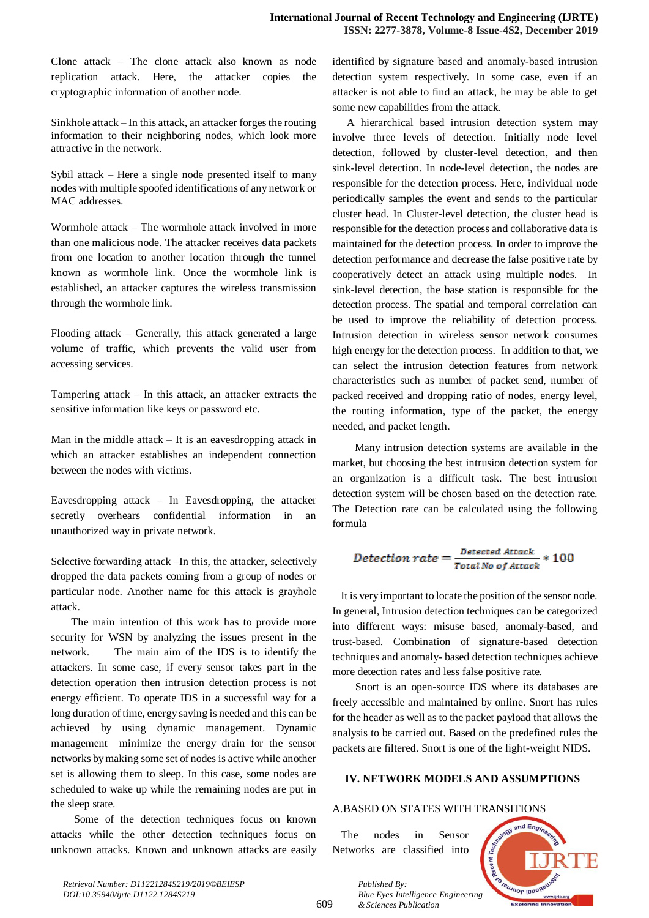Clone attack – The clone attack also known as node replication attack. Here, the attacker copies the cryptographic information of another node.

Sinkhole attack – In this attack, an attacker forges the routing information to their neighboring nodes, which look more attractive in the network.

Sybil attack – Here a single node presented itself to many nodes with multiple spoofed identifications of any network or MAC addresses.

Wormhole attack – The wormhole attack involved in more than one malicious node. The attacker receives data packets from one location to another location through the tunnel known as wormhole link. Once the wormhole link is established, an attacker captures the wireless transmission through the wormhole link.

Flooding attack – Generally, this attack generated a large volume of traffic, which prevents the valid user from accessing services.

Tampering attack – In this attack, an attacker extracts the sensitive information like keys or password etc.

Man in the middle attack – It is an eavesdropping attack in which an attacker establishes an independent connection between the nodes with victims.

Eavesdropping attack – In Eavesdropping, the attacker secretly overhears confidential information in an unauthorized way in private network.

Selective forwarding attack –In this, the attacker, selectively dropped the data packets coming from a group of nodes or particular node. Another name for this attack is grayhole attack.

The main intention of this work has to provide more security for WSN by analyzing the issues present in the network. The main aim of the IDS is to identify the attackers. In some case, if every sensor takes part in the detection operation then intrusion detection process is not energy efficient. To operate IDS in a successful way for a long duration of time, energy saving is needed and this can be achieved by using dynamic management. Dynamic management minimize the energy drain for the sensor networks by making some set of nodes is active while another set is allowing them to sleep. In this case, some nodes are scheduled to wake up while the remaining nodes are put in the sleep state.

Some of the detection techniques focus on known attacks while the other detection techniques focus on unknown attacks. Known and unknown attacks are easily identified by signature based and anomaly-based intrusion detection system respectively. In some case, even if an attacker is not able to find an attack, he may be able to get some new capabilities from the attack.

A hierarchical based intrusion detection system may involve three levels of detection. Initially node level detection, followed by cluster-level detection, and then sink-level detection. In node-level detection, the nodes are responsible for the detection process. Here, individual node periodically samples the event and sends to the particular cluster head. In Cluster-level detection, the cluster head is responsible for the detection process and collaborative data is maintained for the detection process. In order to improve the detection performance and decrease the false positive rate by cooperatively detect an attack using multiple nodes. In sink-level detection, the base station is responsible for the detection process. The spatial and temporal correlation can be used to improve the reliability of detection process. Intrusion detection in wireless sensor network consumes high energy for the detection process. In addition to that, we can select the intrusion detection features from network characteristics such as number of packet send, number of packed received and dropping ratio of nodes, energy level, the routing information, type of the packet, the energy needed, and packet length.

Many intrusion detection systems are available in the market, but choosing the best intrusion detection system for an organization is a difficult task. The best intrusion detection system will be chosen based on the detection rate. The Detection rate can be calculated using the following formula

$$Detection\ rate = \frac{Detected\ Attack}{Total\ No\ of\ Attack} * 100$$

It is very important to locate the position of the sensor node. In general, Intrusion detection techniques can be categorized into different ways: misuse based, anomaly-based, and trust-based. Combination of signature-based detection techniques and anomaly- based detection techniques achieve more detection rates and less false positive rate.

Snort is an open-source IDS where its databases are freely accessible and maintained by online. Snort has rules for the header as well as to the packet payload that allows the analysis to be carried out. Based on the predefined rules the packets are filtered. Snort is one of the light-weight NIDS.

## IV. NETWORK MODELS AND ASSUMPTIONS

### A.BASED ON STATES WITH TRANSITIONS

The nodes in Sensor Networks are classified into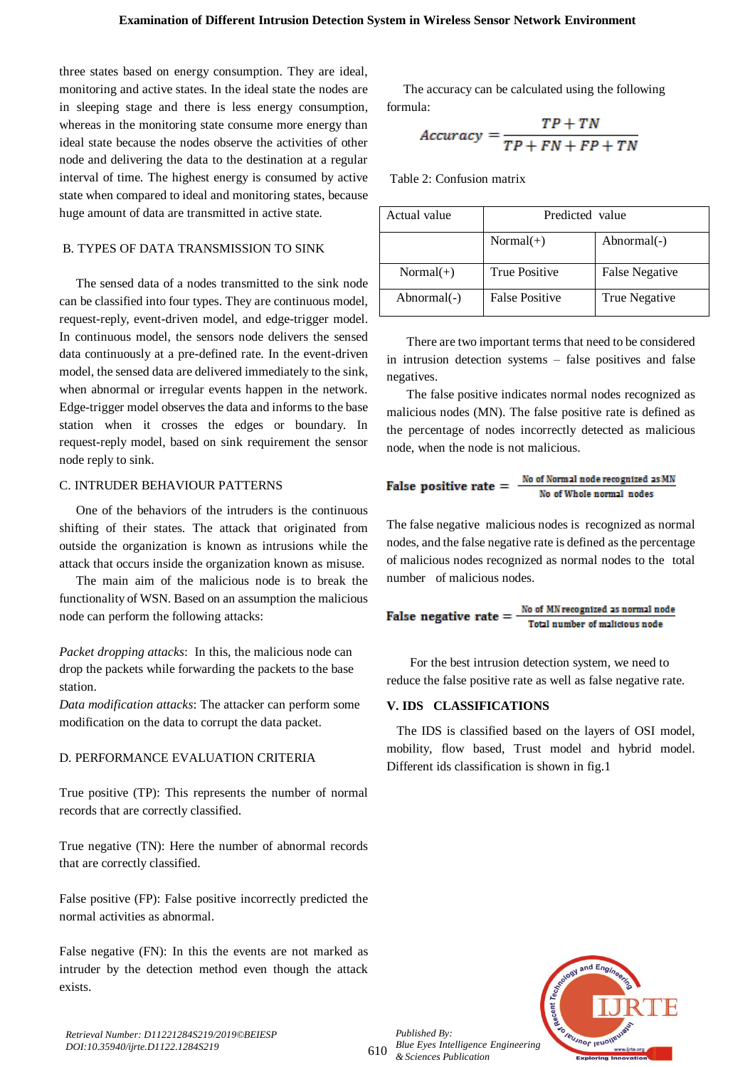three states based on energy consumption. They are ideal, monitoring and active states. In the ideal state the nodes are in sleeping stage and there is less energy consumption, whereas in the monitoring state consume more energy than ideal state because the nodes observe the activities of other node and delivering the data to the destination at a regular interval of time. The highest energy is consumed by active state when compared to ideal and monitoring states, because huge amount of data are transmitted in active state.

### B. TYPES OF DATA TRANSMISSION TO SINK

The sensed data of a nodes transmitted to the sink node can be classified into four types. They are continuous model, request-reply, event-driven model, and edge-trigger model. In continuous model, the sensors node delivers the sensed data continuously at a pre-defined rate. In the event-driven model, the sensed data are delivered immediately to the sink, when abnormal or irregular events happen in the network. Edge-trigger model observes the data and informs to the base station when it crosses the edges or boundary. In request-reply model, based on sink requirement the sensor node reply to sink.

### C. INTRUDER BEHAVIOUR PATTERNS

One of the behaviors of the intruders is the continuous shifting of their states. The attack that originated from outside the organization is known as intrusions while the attack that occurs inside the organization known as misuse.

The main aim of the malicious node is to break the functionality of WSN. Based on an assumption the malicious node can perform the following attacks:

*Packet dropping attacks*: In this, the malicious node can drop the packets while forwarding the packets to the base station.

*Data modification attacks*: The attacker can perform some modification on the data to corrupt the data packet.

### D. PERFORMANCE EVALUATION CRITERIA

True positive (TP): This represents the number of normal records that are correctly classified.

True negative (TN): Here the number of abnormal records that are correctly classified.

False positive (FP): False positive incorrectly predicted the normal activities as abnormal.

False negative (FN): In this the events are not marked as intruder by the detection method even though the attack exists.

The accuracy can be calculated using the following formula:

$$Accuracy = \frac{TP + TN}{TP + FN + FP + TN}$$

Table 2: Confusion matrix

| Actual value | Predicted value | |
|---|---|---|
| | Normal(+) | Abnormal(-) |
| Normal(+) | True Positive | False Negative |
| Abnormal(-) | False Positive | True Negative |

There are two important terms that need to be considered in intrusion detection systems – false positives and false negatives.

The false positive indicates normal nodes recognized as malicious nodes (MN). The false positive rate is defined as the percentage of nodes incorrectly detected as malicious node, when the node is not malicious.

$$\text{False positive rate} = \frac{\text{No of Normal node recognized as MN}}{\text{No of Whole normal nodes}}$$

The false negative malicious nodes is recognized as normal nodes, and the false negative rate is defined as the percentage of malicious nodes recognized as normal nodes to the total number of malicious nodes.

$$\text{False negative rate} = \frac{\text{No of MN recognized as normal node}}{\text{Total number of malicious node}}$$

For the best intrusion detection system, we need to reduce the false positive rate as well as false negative rate.

## V. IDS CLASSIFICATIONS

The IDS is classified based on the layers of OSI model, mobility, flow based, Trust model and hybrid model. Different ids classification is shown in fig.1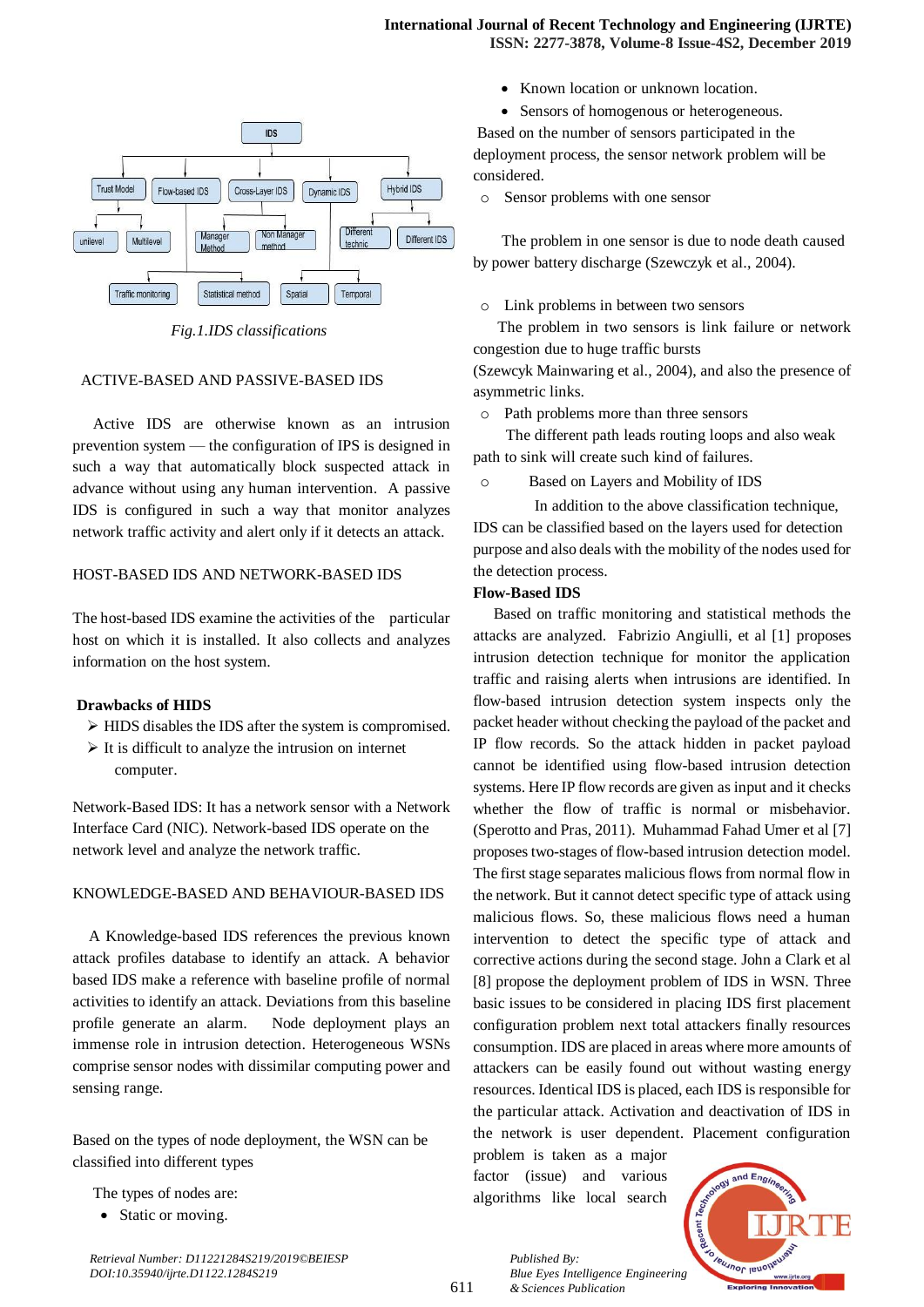IDS

Trust Model

Flow-based IDS

Cross-Layer IDS

Dynamic IDS

Hybrid IDS

unilevel

Multilevel

Manager Method

Non Manager method

Different technic

Different IDS

Traffic monitoring

Statistical method

Spatial

Temporal

*Fig.1.IDS classifications*

ACTIVE-BASED AND PASSIVE-BASED IDS

Active IDS are otherwise known as an intrusion prevention system — the configuration of IPS is designed in such a way that automatically block suspected attack in advance without using any human intervention. A passive IDS is configured in such a way that monitor analyzes network traffic activity and alert only if it detects an attack.

HOST-BASED IDS AND NETWORK-BASED IDS

The host-based IDS examine the activities of the particular host on which it is installed. It also collects and analyzes information on the host system.

**Drawbacks of HIDS**

- HIDS disables the IDS after the system is compromised.
- It is difficult to analyze the intrusion on internet computer.

Network-Based IDS: It has a network sensor with a Network Interface Card (NIC). Network-based IDS operate on the network level and analyze the network traffic.

KNOWLEDGE-BASED AND BEHAVIOUR-BASED IDS

A Knowledge-based IDS references the previous known attack profiles database to identify an attack. A behavior based IDS make a reference with baseline profile of normal activities to identify an attack. Deviations from this baseline profile generate an alarm. Node deployment plays an immense role in intrusion detection. Heterogeneous WSNs comprise sensor nodes with dissimilar computing power and sensing range.

Based on the types of node deployment, the WSN can be classified into different types

The types of nodes are:

- Static or moving.
- Known location or unknown location.
- Sensors of homogenous or heterogeneous.

Based on the number of sensors participated in the deployment process, the sensor network problem will be considered.

- Sensor problems with one sensor

The problem in one sensor is due to node death caused by power battery discharge (Szewczyk et al., 2004).

- Link problems in between two sensors

The problem in two sensors is link failure or network congestion due to huge traffic bursts (Szewczyk Mainwaring et al., 2004), and also the presence of asymmetric links.

- Path problems more than three sensors

The different path leads routing loops and also weak path to sink will create such kind of failures.

- Based on Layers and Mobility of IDS

In addition to the above classification technique, IDS can be classified based on the layers used for detection purpose and also deals with the mobility of the nodes used for the detection process.

**Flow-Based IDS**

Based on traffic monitoring and statistical methods the attacks are analyzed. Fabrizio Angiulli, et al [1] proposes intrusion detection technique for monitor the application traffic and raising alerts when intrusions are identified. In flow-based intrusion detection system inspects only the packet header without checking the payload of the packet and IP flow records. So the attack hidden in packet payload cannot be identified using flow-based intrusion detection systems. Here IP flow records are given as input and it checks whether the flow of traffic is normal or misbehavior. (Sperotto and Pras, 2011). Muhammad Fahad Umer et al [7] proposes two-stages of flow-based intrusion detection model. The first stage separates malicious flows from normal flow in the network. But it cannot detect specific type of attack using malicious flows. So, these malicious flows need a human intervention to detect the specific type of attack and corrective actions during the second stage. John a Clark et al [8] propose the deployment problem of IDS in WSN. Three basic issues to be considered in placing IDS first placement configuration problem next total attackers finally resources consumption. IDS are placed in areas where more amounts of attackers can be easily found out without wasting energy resources. Identical IDS is placed, each IDS is responsible for the particular attack. Activation and deactivation of IDS in the network is user dependent. Placement configuration problem is taken as a major factor (issue) and various algorithms like local search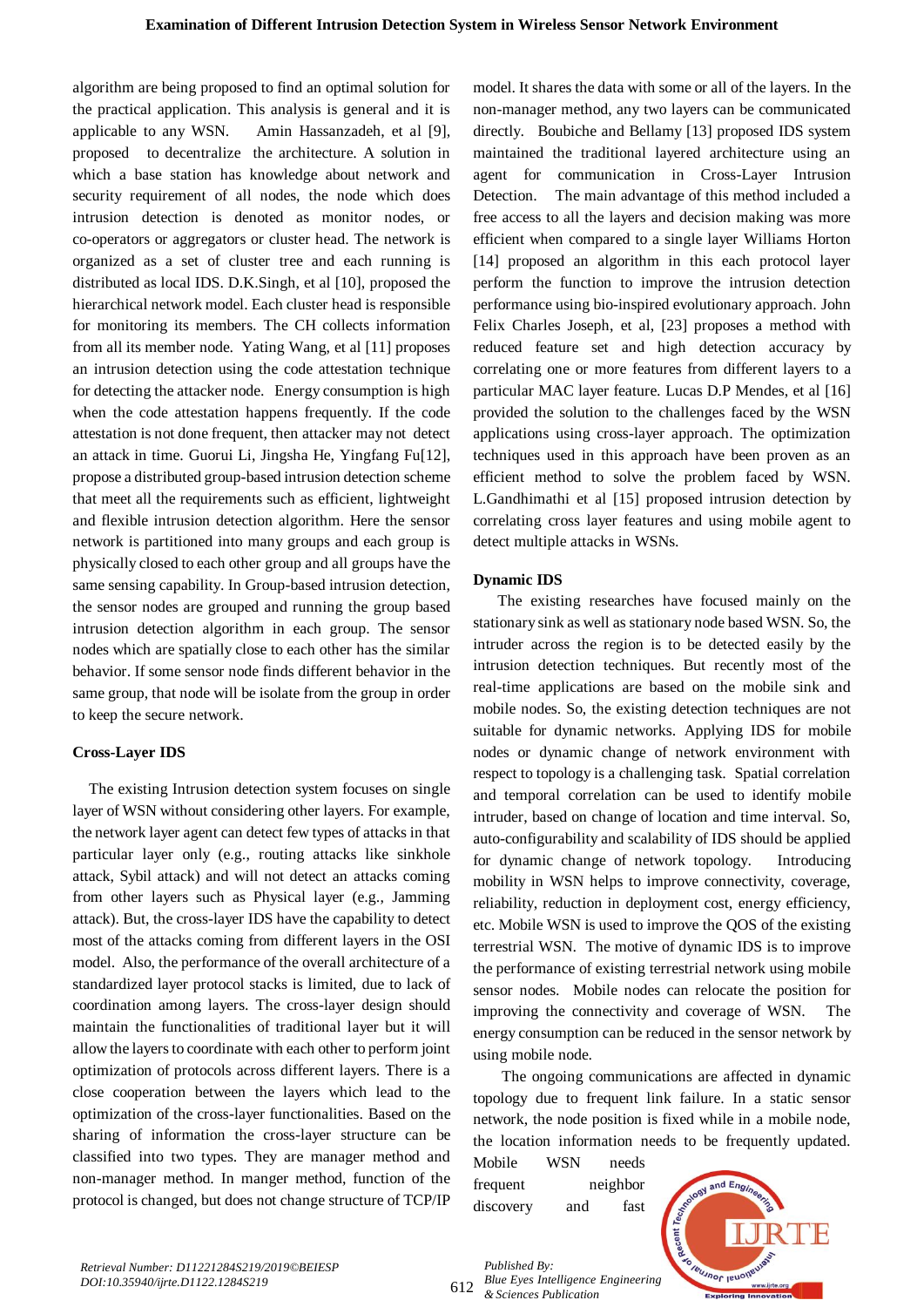algorithm are being proposed to find an optimal solution for the practical application. This analysis is general and it is applicable to any WSN. Amin Hassanzadeh, et al [9], proposed to decentralize the architecture. A solution in which a base station has knowledge about network and security requirement of all nodes, the node which does intrusion detection is denoted as monitor nodes, or co-operators or aggregators or cluster head. The network is organized as a set of cluster tree and each running is distributed as local IDS. D.K.Singh, et al [10], proposed the hierarchical network model. Each cluster head is responsible for monitoring its members. The CH collects information from all its member node. Yating Wang, et al [11] proposes an intrusion detection using the code attestation technique for detecting the attacker node. Energy consumption is high when the code attestation happens frequently. If the code attestation is not done frequent, then attacker may not detect an attack in time. Guorui Li, Jingsha He, Yingfang Fu[12], propose a distributed group-based intrusion detection scheme that meet all the requirements such as efficient, lightweight and flexible intrusion detection algorithm. Here the sensor network is partitioned into many groups and each group is physically closed to each other group and all groups have the same sensing capability. In Group-based intrusion detection, the sensor nodes are grouped and running the group based intrusion detection algorithm in each group. The sensor nodes which are spatially close to each other has the similar behavior. If some sensor node finds different behavior in the same group, that node will be isolate from the group in order to keep the secure network.

### Cross-Layer IDS

The existing Intrusion detection system focuses on single layer of WSN without considering other layers. For example, the network layer agent can detect few types of attacks in that particular layer only (e.g., routing attacks like sinkhole attack, Sybil attack) and will not detect an attacks coming from other layers such as Physical layer (e.g., Jamming attack). But, the cross-layer IDS have the capability to detect most of the attacks coming from different layers in the OSI model. Also, the performance of the overall architecture of a standardized layer protocol stacks is limited, due to lack of coordination among layers. The cross-layer design should maintain the functionalities of traditional layer but it will allow the layers to coordinate with each other to perform joint optimization of protocols across different layers. There is a close cooperation between the layers which lead to the optimization of the cross-layer functionalities. Based on the sharing of information the cross-layer structure can be classified into two types. They are manager method and non-manager method. In manger method, function of the protocol is changed, but does not change structure of TCP/IP model. It shares the data with some or all of the layers. In the non-manager method, any two layers can be communicated directly. Boubiche and Bellamy [13] proposed IDS system maintained the traditional layered architecture using an agent for communication in Cross-Layer Intrusion Detection. The main advantage of this method included a free access to all the layers and decision making was more efficient when compared to a single layer Williams Horton [14] proposed an algorithm in this each protocol layer perform the function to improve the intrusion detection performance using bio-inspired evolutionary approach. John Felix Charles Joseph, et al, [23] proposes a method with reduced feature set and high detection accuracy by correlating one or more features from different layers to a particular MAC layer feature. Lucas D.P Mendes, et al [16] provided the solution to the challenges faced by the WSN applications using cross-layer approach. The optimization techniques used in this approach have been proven as an efficient method to solve the problem faced by WSN. L.Gandhimathi et al [15] proposed intrusion detection by correlating cross layer features and using mobile agent to detect multiple attacks in WSNs.

### Dynamic IDS

The existing researches have focused mainly on the stationary sink as well as stationary node based WSN. So, the intruder across the region is to be detected easily by the intrusion detection techniques. But recently most of the real-time applications are based on the mobile sink and mobile nodes. So, the existing detection techniques are not suitable for dynamic networks. Applying IDS for mobile nodes or dynamic change of network environment with respect to topology is a challenging task. Spatial correlation and temporal correlation can be used to identify mobile intruder, based on change of location and time interval. So, auto-configurability and scalability of IDS should be applied for dynamic change of network topology. Introducing mobility in WSN helps to improve connectivity, coverage, reliability, reduction in deployment cost, energy efficiency, etc. Mobile WSN is used to improve the QOS of the existing terrestrial WSN. The motive of dynamic IDS is to improve the performance of existing terrestrial network using mobile sensor nodes. Mobile nodes can relocate the position for improving the connectivity and coverage of WSN. The energy consumption can be reduced in the sensor network by using mobile node.

The ongoing communications are affected in dynamic topology due to frequent link failure. In a static sensor network, the node position is fixed while in a mobile node, the location information needs to be frequently updated. Mobile WSN needs frequent neighbor discovery and fast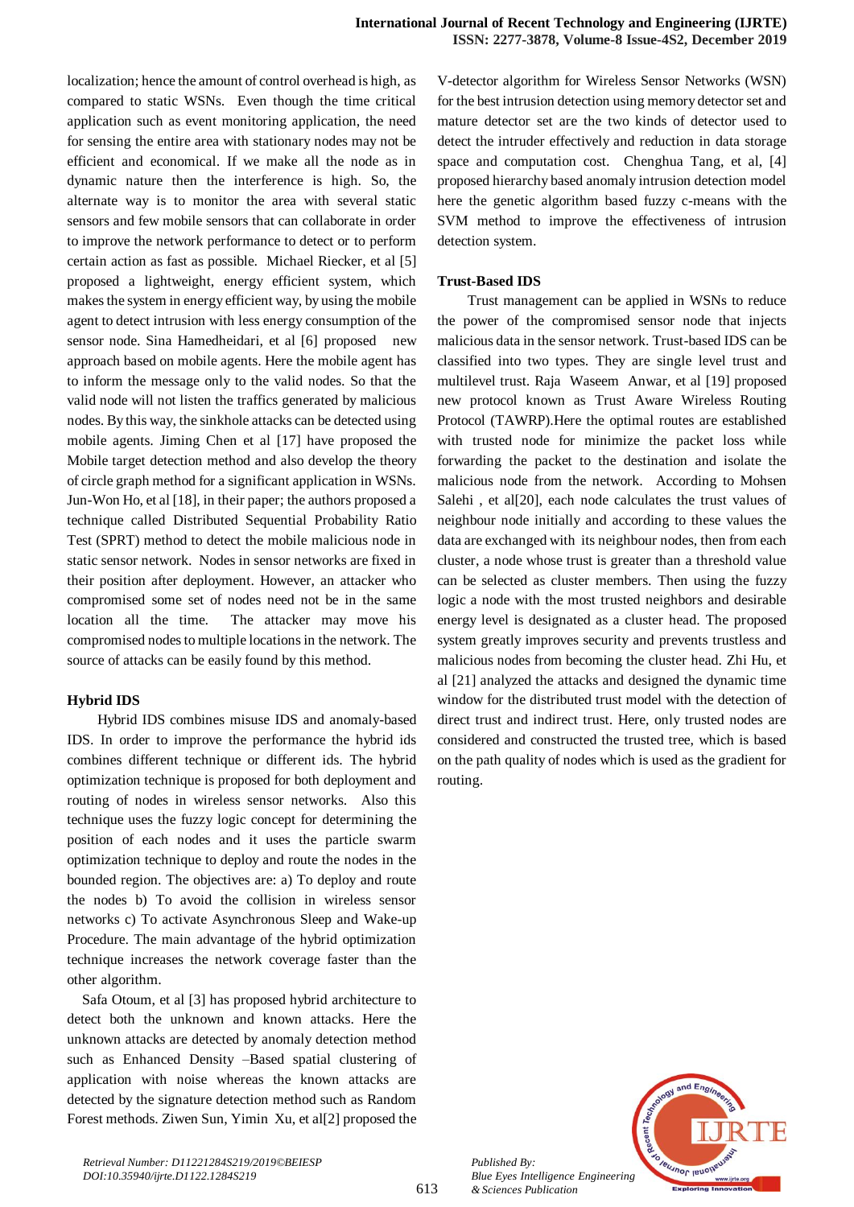localization; hence the amount of control overhead is high, as compared to static WSNs. Even though the time critical application such as event monitoring application, the need for sensing the entire area with stationary nodes may not be efficient and economical. If we make all the node as in dynamic nature then the interference is high. So, the alternate way is to monitor the area with several static sensors and few mobile sensors that can collaborate in order to improve the network performance to detect or to perform certain action as fast as possible. Michael Riecker, et al [5] proposed a lightweight, energy efficient system, which makes the system in energy efficient way, by using the mobile agent to detect intrusion with less energy consumption of the sensor node. Sina Hamedheidari, et al [6] proposed new approach based on mobile agents. Here the mobile agent has to inform the message only to the valid nodes. So that the valid node will not listen the traffics generated by malicious nodes. By this way, the sinkhole attacks can be detected using mobile agents. Jiming Chen et al [17] have proposed the Mobile target detection method and also develop the theory of circle graph method for a significant application in WSNs. Jun-Won Ho, et al [18], in their paper; the authors proposed a technique called Distributed Sequential Probability Ratio Test (SPRT) method to detect the mobile malicious node in static sensor network. Nodes in sensor networks are fixed in their position after deployment. However, an attacker who compromised some set of nodes need not be in the same location all the time. The attacker may move his compromised nodes to multiple locations in the network. The source of attacks can be easily found by this method.

**Hybrid IDS**

Hybrid IDS combines misuse IDS and anomaly-based IDS. In order to improve the performance the hybrid ids combines different technique or different ids. The hybrid optimization technique is proposed for both deployment and routing of nodes in wireless sensor networks. Also this technique uses the fuzzy logic concept for determining the position of each nodes and it uses the particle swarm optimization technique to deploy and route the nodes in the bounded region. The objectives are: a) To deploy and route the nodes b) To avoid the collision in wireless sensor networks c) To activate Asynchronous Sleep and Wake-up Procedure. The main advantage of the hybrid optimization technique increases the network coverage faster than the other algorithm.

Safa Otoum, et al [3] has proposed hybrid architecture to detect both the unknown and known attacks. Here the unknown attacks are detected by anomaly detection method such as Enhanced Density –Based spatial clustering of application with noise whereas the known attacks are detected by the signature detection method such as Random Forest methods. Ziwen Sun, Yimin Xu, et al[2] proposed the V-detector algorithm for Wireless Sensor Networks (WSN) for the best intrusion detection using memory detector set and mature detector set are the two kinds of detector used to detect the intruder effectively and reduction in data storage space and computation cost. Chenghua Tang, et al, [4] proposed hierarchy based anomaly intrusion detection model here the genetic algorithm based fuzzy c-means with the SVM method to improve the effectiveness of intrusion detection system.

**Trust-Based IDS**

Trust management can be applied in WSNs to reduce the power of the compromised sensor node that injects malicious data in the sensor network. Trust-based IDS can be classified into two types. They are single level trust and multilevel trust. Raja Waseem Anwar, et al [19] proposed new protocol known as Trust Aware Wireless Routing Protocol (TAWRP).Here the optimal routes are established with trusted node for minimize the packet loss while forwarding the packet to the destination and isolate the malicious node from the network. According to Mohsen Salehi , et al[20], each node calculates the trust values of neighbour node initially and according to these values the data are exchanged with its neighbour nodes, then from each cluster, a node whose trust is greater than a threshold value can be selected as cluster members. Then using the fuzzy logic a node with the most trusted neighbors and desirable energy level is designated as a cluster head. The proposed system greatly improves security and prevents trustless and malicious nodes from becoming the cluster head. Zhi Hu, et al [21] analyzed the attacks and designed the dynamic time window for the distributed trust model with the detection of direct trust and indirect trust. Here, only trusted nodes are considered and constructed the trusted tree, which is based on the path quality of nodes which is used as the gradient for routing.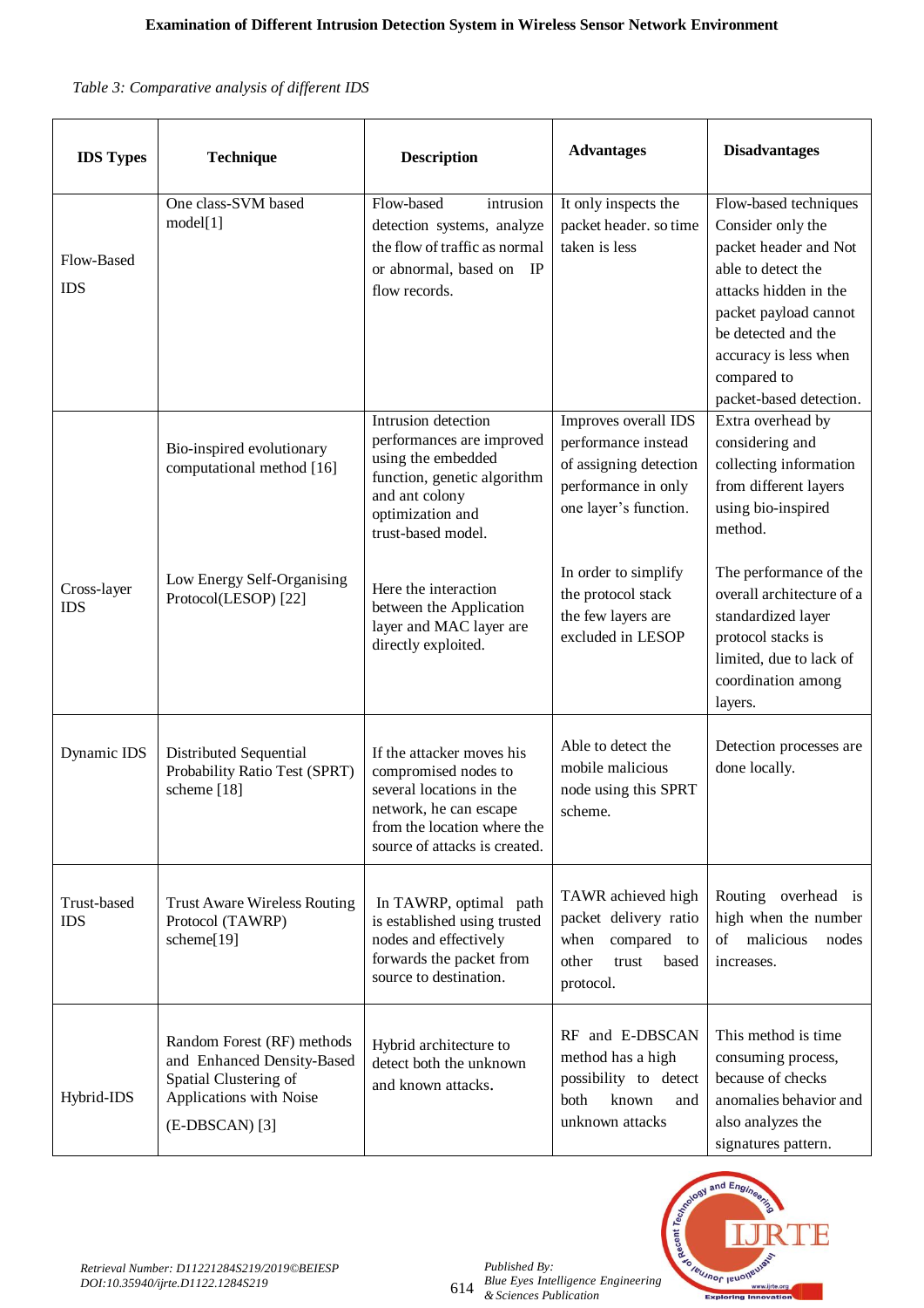*Table 3: Comparative analysis of different IDS*

| IDS Types | Technique | Description | Advantages | Disadvantages |
|---|---|---|---|---|
| Flow-Based IDS | One class-SVM based model[1] | Flow-based intrusion detection systems, analyze the flow of traffic as normal or abnormal, based on IP flow records. | It only inspects the packet header. so time taken is less | Flow-based techniques Consider only the packet header and Not able to detect the attacks hidden in the packet payload cannot be detected and the accuracy is less when compared to packet-based detection. |
| Cross-layer IDS | Bio-inspired evolutionary computational method [16] | Intrusion detection performances are improved using the embedded function, genetic algorithm and ant colony optimization and trust-based model. | Improves overall IDS performance instead of assigning detection performance in only one layer's function. | Extra overhead by considering and collecting information from different layers using bio-inspired method. |
| | Low Energy Self-Organising Protocol(LESOP) [22] | Here the interaction between the Application layer and MAC layer are directly exploited. | In order to simplify the protocol stack the few layers are excluded in LESOP | The performance of the overall architecture of a standardized layer protocol stacks is limited, due to lack of coordination among layers. |
| Dynamic IDS | Distributed Sequential Probability Ratio Test (SPRT) scheme [18] | If the attacker moves his compromised nodes to several locations in the network, he can escape from the location where the source of attacks is created. | Able to detect the mobile malicious node using this SPRT scheme. | Detection processes are done locally. |
| Trust-based IDS | Trust Aware Wireless Routing Protocol (TAWRP) scheme[19] | In TAWRP, optimal path is established using trusted nodes and effectively forwards the packet from source to destination. | TAWR achieved high packet delivery ratio when compared to other trust based protocol. | Routing overhead is high when the number of malicious nodes increases. |
| Hybrid-IDS | Random Forest (RF) methods and Enhanced Density-Based Spatial Clustering of Applications with Noise (E-DBSCAN) [3] | Hybrid architecture to detect both the unknown and known attacks. | RF and E-DBSCAN method has a high possibility to detect both known and unknown attacks | This method is time consuming process, because of checks anomalies behavior and also analyzes the signatures pattern. |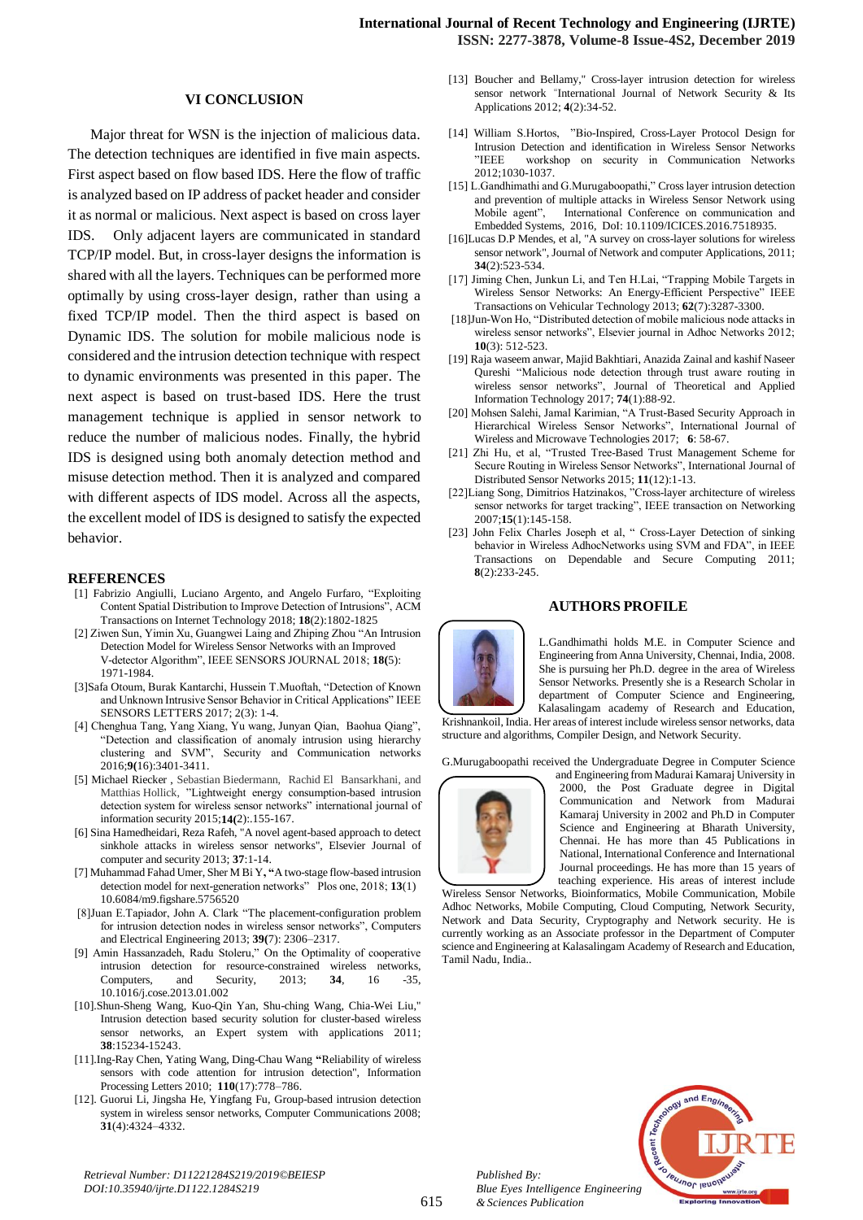## VI CONCLUSION

Major threat for WSN is the injection of malicious data. The detection techniques are identified in five main aspects. First aspect based on flow based IDS. Here the flow of traffic is analyzed based on IP address of packet header and consider it as normal or malicious. Next aspect is based on cross layer IDS. Only adjacent layers are communicated in standard TCP/IP model. But, in cross-layer designs the information is shared with all the layers. Techniques can be performed more optimally by using cross-layer design, rather than using a fixed TCP/IP model. Then the third aspect is based on Dynamic IDS. The solution for mobile malicious node is considered and the intrusion detection technique with respect to dynamic environments was presented in this paper. The next aspect is based on trust-based IDS. Here the trust management technique is applied in sensor network to reduce the number of malicious nodes. Finally, the hybrid IDS is designed using both anomaly detection method and misuse detection method. Then it is analyzed and compared with different aspects of IDS model. Across all the aspects, the excellent model of IDS is designed to satisfy the expected behavior.

## REFERENCES

[1] Fabrizio Angiulli, Luciano Argento, and Angelo Furfaro, "Exploiting Content Spatial Distribution to Improve Detection of Intrusions", ACM Transactions on Internet Technology 2018; **18**(2):1802-1825

[2] Ziwen Sun, Yimin Xu, Guangwei Laing and Zhiping Zhou "An Intrusion Detection Model for Wireless Sensor Networks with an Improved V-detector Algorithm", IEEE SENSORS JOURNAL 2018; **18**(5): 1971-1984.

[3]Safa Otoum, Burak Kantarchi, Hussein T.Muoftah, "Detection of Known and Unknown Intrusive Sensor Behavior in Critical Applications" IEEE SENSORS LETTERS 2017; 2(3): 1-4.

[4] Chenghua Tang, Yang Xiang, Yu wang, Junyan Qian, Baohua Qiang", "Detection and classification of anomaly intrusion using hierarchy clustering and SVM", Security and Communication networks 2016;**9**(16):3401-3411.

[5] Michael Riecker , Sebastian Biedermann, Rachid El Bansarkhani, and Matthias Hollick, "Lightweight energy consumption-based intrusion detection system for wireless sensor networks" international journal of information security 2015;**14(**2):.155-167.

[6] Sina Hamedheidari, Reza Rafeh, "A novel agent-based approach to detect sinkhole attacks in wireless sensor networks", Elsevier Journal of computer and security 2013; **37**:1-14.

[7] Muhammad Fahad Umer, Sher M Bi Y**, "**A two-stage flow-based intrusion detection model for next-generation networks" Plos one, 2018; **13**(1) 10.6084/m9.figshare.5756520

[8]Juan E.Tapiador, John A. Clark "The placement-configuration problem for intrusion detection nodes in wireless sensor networks", Computers and Electrical Engineering 2013; **39(**7): 2306–2317.

[9] Amin Hassanzadeh, Radu Stoleru," On the Optimality of cooperative intrusion detection for resource-constrained wireless networks, Computers, and Security, 2013; **34**, 16 -35, 10.1016/j.cose.2013.01.002

[10].Shun-Sheng Wang, Kuo-Qin Yan, Shu-ching Wang, Chia-Wei Liu," Intrusion detection based security solution for cluster-based wireless sensor networks, an Expert system with applications 2011; **38**:15234-15243.

[11].Ing-Ray Chen, Yating Wang, Ding-Chau Wang **"**Reliability of wireless sensors with code attention for intrusion detection", Information Processing Letters 2010; **110**(17):778–786.

[12]. Guorui Li, Jingsha He, Yingfang Fu, Group-based intrusion detection system in wireless sensor networks, Computer Communications 2008; **31**(4):4324–4332.

[13] Boucher and Bellamy," Cross-layer intrusion detection for wireless sensor network "International Journal of Network Security & Its Applications 2012; **4**(2):34-52.

[14] William S.Hortos, "Bio-Inspired, Cross-Layer Protocol Design for Intrusion Detection and identification in Wireless Sensor Networks "IEEE workshop on security in Communication Networks 2012;1030-1037.

[15] L.Gandhimathi and G.Murugaboopathi," Cross layer intrusion detection and prevention of multiple attacks in Wireless Sensor Network using Mobile agent", International Conference on communication and Embedded Systems, 2016, DoI: 10.1109/ICICES.2016.7518935.

[16]Lucas D.P Mendes, et al, "A survey on cross-layer solutions for wireless sensor network", Journal of Network and computer Applications, 2011; **34**(2):523-534.

[17] Jiming Chen, Junkun Li, and Ten H.Lai, "Trapping Mobile Targets in Wireless Sensor Networks: An Energy-Efficient Perspective" IEEE Transactions on Vehicular Technology 2013; **62**(7):3287-3300.

[18]Jun-Won Ho, "Distributed detection of mobile malicious node attacks in wireless sensor networks", Elsevier journal in Adhoc Networks 2012; **10**(3): 512-523.

[19] Raja waseem anwar, Majid Bakhtiari, Anazida Zainal and kashif Naseer Qureshi "Malicious node detection through trust aware routing in wireless sensor networks", Journal of Theoretical and Applied Information Technology 2017; **74**(1):88-92.

[20] Mohsen Salehi, Jamal Karimian, "A Trust-Based Security Approach in Hierarchical Wireless Sensor Networks", International Journal of Wireless and Microwave Technologies 2017; **6**: 58-67.

[21] Zhi Hu, et al, "Trusted Tree-Based Trust Management Scheme for Secure Routing in Wireless Sensor Networks", International Journal of Distributed Sensor Networks 2015; **11**(12):1-13.

[22]Liang Song, Dimitrios Hatzinakos, "Cross-layer architecture of wireless sensor networks for target tracking", IEEE transaction on Networking 2007;**15**(1):145-158.

[23] John Felix Charles Joseph et al, " Cross-Layer Detection of sinking behavior in Wireless AdhocNetworks using SVM and FDA", in IEEE Transactions on Dependable and Secure Computing 2011; **8**(2):233-245.

## AUTHORS PROFILE

L.Gandhimathi holds M.E. in Computer Science and Engineering from Anna University, Chennai, India, 2008. She is pursuing her Ph.D. degree in the area of Wireless Sensor Networks. Presently she is a Research Scholar in department of Computer Science and Engineering, Kalasalingam academy of Research and Education, Krishnankoil, India. Her areas of interest include wireless sensor networks, data structure and algorithms, Compiler Design, and Network Security.

G.Murugaboopathi received the Undergraduate Degree in Computer Science and Engineering from Madurai Kamaraj University in 2000, the Post Graduate degree in Digital Communication and Network from Madurai Kamaraj University in 2002 and Ph.D in Computer Science and Engineering at Bharath University, Chennai. He has more than 45 Publications in National, International Conference and International Journal proceedings. He has more than 15 years of teaching experience. His areas of interest include Wireless Sensor Networks, Bioinformatics, Mobile Communication, Mobile Adhoc Networks, Mobile Computing, Cloud Computing, Network Security, Network and Data Security, Cryptography and Network security. He is currently working as an Associate professor in the Department of Computer science and Engineering at Kalasalingam Academy of Research and Education, Tamil Nadu, India..